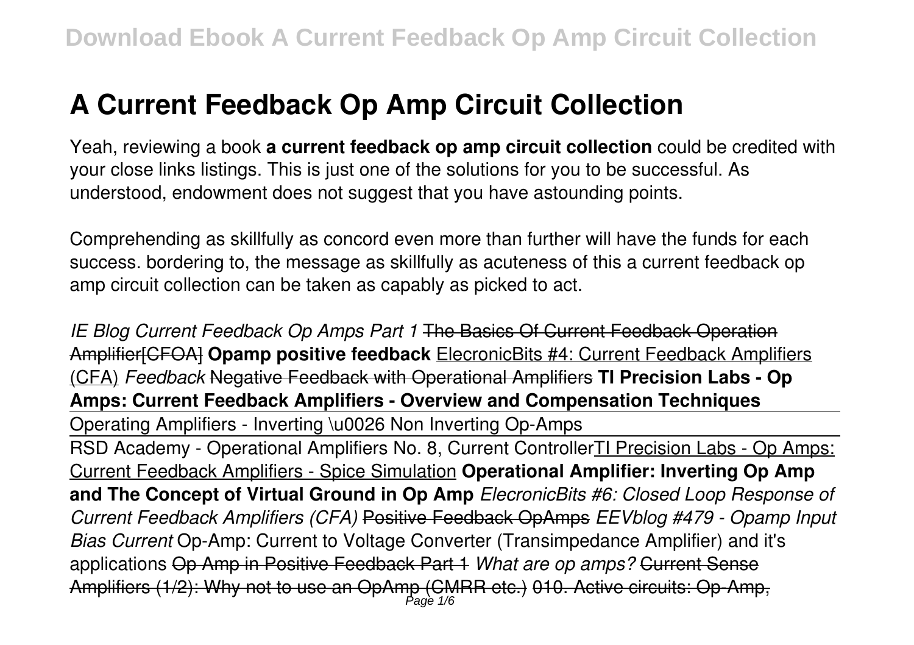# A Current Feedback Op Amp Circuit Collection

Yeah, reviewing a book **a current feedback op amp circuit collection** could be credited with your close links listings. This is just one of the solutions for you to be successful. As understood, endowment does not suggest that you have astounding points.

Comprehending as skillfully as concord even more than further will have the funds for each success. bordering to, the message as skillfully as acuteness of this a current feedback op amp circuit collection can be taken as capably as picked to act.

*IE Blog Current Feedback Op Amps Part 1* The Basics Of Current Feedback Operation Amplifier[CFOA] **Opamp positive feedback** ElecronicBits #4: Current Feedback Amplifiers (CFA) *Feedback* Negative Feedback with Operational Amplifiers **TI Precision Labs - Op Amps: Current Feedback Amplifiers - Overview and Compensation Techniques**

Operating Amplifiers - Inverting \u0026 Non Inverting Op-Amps

RSD Academy - Operational Amplifiers No. 8, Current ControllerTI Precision Labs - Op Amps: Current Feedback Amplifiers - Spice Simulation **Operational Amplifier: Inverting Op Amp and The Concept of Virtual Ground in Op Amp** *ElecronicBits #6: Closed Loop Response of Current Feedback Amplifiers (CFA)* Positive Feedback OpAmps *EEVblog #479 - Opamp Input Bias Current* Op-Amp: Current to Voltage Converter (Transimpedance Amplifier) and it's applications Op Amp in Positive Feedback Part 1 *What are op amps?* Current Sense Amplifiers (1/2): Why not to use an OpAmp (CMRR etc.) 010. Active circuits: Op-Amp,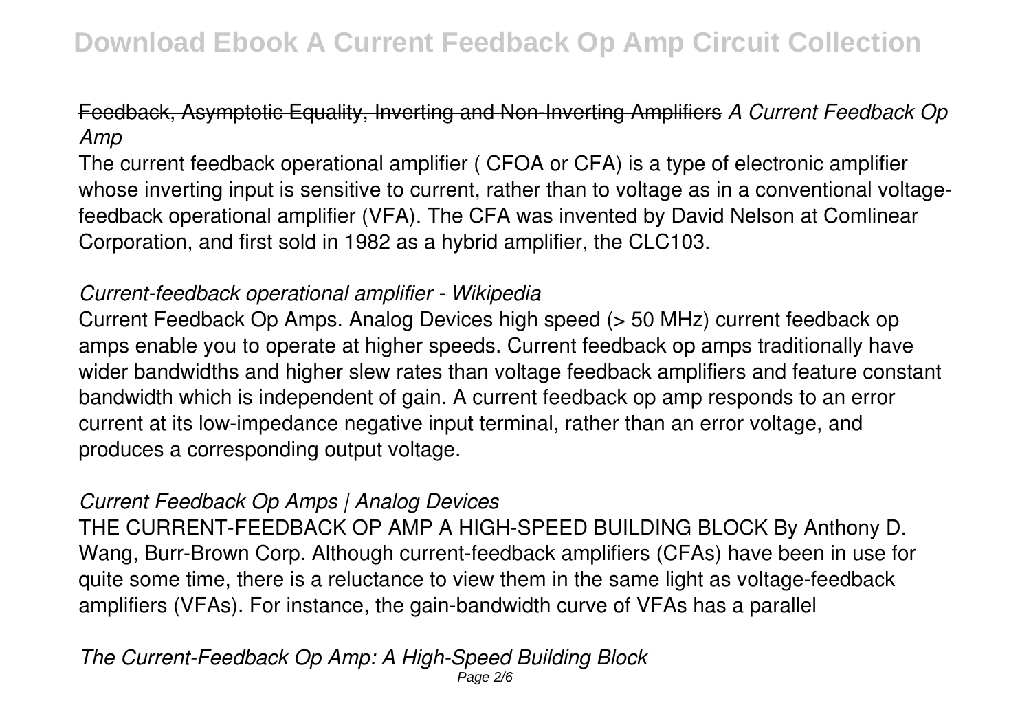Feedback, Asymptotic Equality, Inverting and Non-Inverting Amplifiers *A Current Feedback Op Amp*

The current feedback operational amplifier ( CFOA or CFA) is a type of electronic amplifier whose inverting input is sensitive to current, rather than to voltage as in a conventional voltage-feedback operational amplifier (VFA). The CFA was invented by David Nelson at Comlinear Corporation, and first sold in 1982 as a hybrid amplifier, the CLC103.

*Current-feedback operational amplifier - Wikipedia*

Current Feedback Op Amps. Analog Devices high speed (> 50 MHz) current feedback op amps enable you to operate at higher speeds. Current feedback op amps traditionally have wider bandwidths and higher slew rates than voltage feedback amplifiers and feature constant bandwidth which is independent of gain. A current feedback op amp responds to an error current at its low-impedance negative input terminal, rather than an error voltage, and produces a corresponding output voltage.

*Current Feedback Op Amps | Analog Devices*

THE CURRENT-FEEDBACK OP AMP A HIGH-SPEED BUILDING BLOCK By Anthony D. Wang, Burr-Brown Corp. Although current-feedback amplifiers (CFAs) have been in use for quite some time, there is a reluctance to view them in the same light as voltage-feedback amplifiers (VFAs). For instance, the gain-bandwidth curve of VFAs has a parallel

*The Current-Feedback Op Amp: A High-Speed Building Block*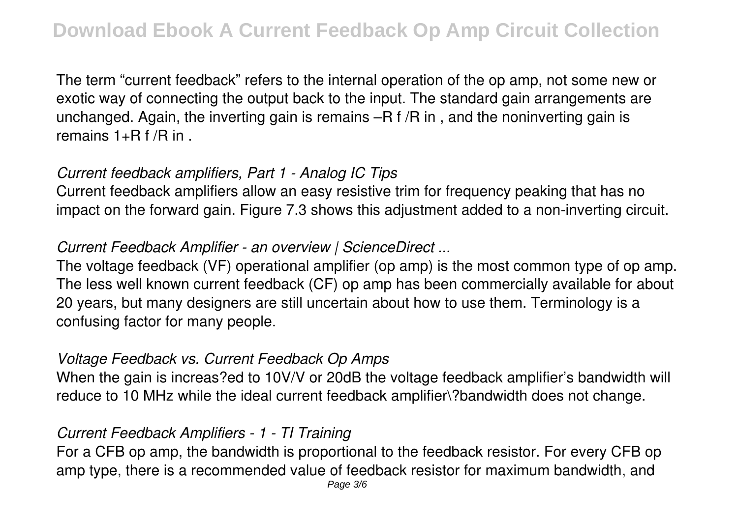The term “current feedback” refers to the internal operation of the op amp, not some new or exotic way of connecting the output back to the input. The standard gain arrangements are unchanged. Again, the inverting gain is remains $-R_f/R_{in}$, and the noninverting gain is remains $1+R_f/R_{in}$.

*Current feedback amplifiers, Part 1 - Analog IC Tips*

Current feedback amplifiers allow an easy resistive trim for frequency peaking that has no impact on the forward gain. Figure 7.3 shows this adjustment added to a non-inverting circuit.

*Current Feedback Amplifier - an overview | ScienceDirect ...*

The voltage feedback (VF) operational amplifier (op amp) is the most common type of op amp. The less well known current feedback (CF) op amp has been commercially available for about 20 years, but many designers are still uncertain about how to use them. Terminology is a confusing factor for many people.

*Voltage Feedback vs. Current Feedback Op Amps*

When the gain is increas?ed to 10V/V or 20dB the voltage feedback amplifier’s bandwidth will reduce to 10 MHz while the ideal current feedback amplifier\?bandwidth does not change.

*Current Feedback Amplifiers - 1 - TI Training*

For a CFB op amp, the bandwidth is proportional to the feedback resistor. For every CFB op amp type, there is a recommended value of feedback resistor for maximum bandwidth, and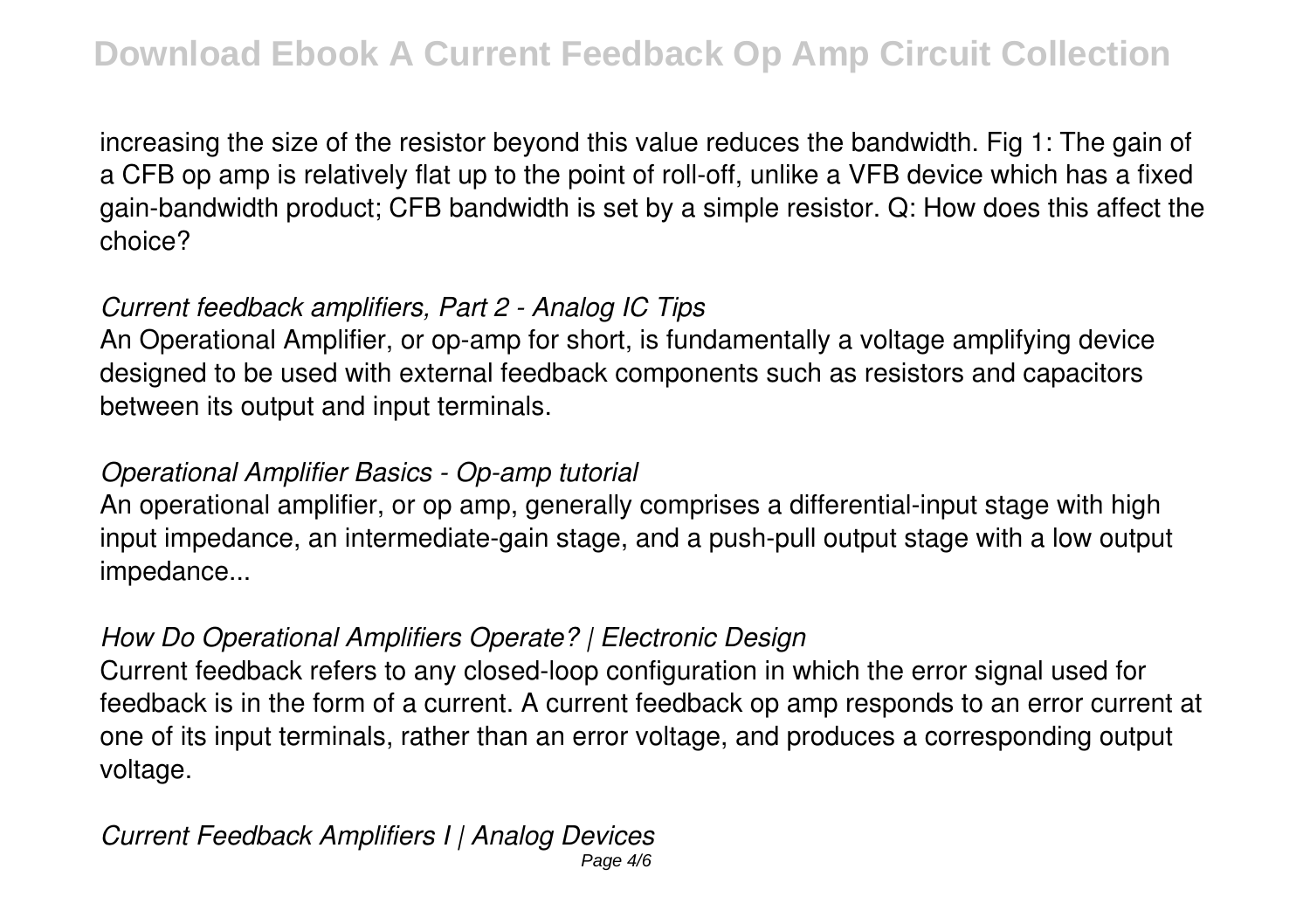increasing the size of the resistor beyond this value reduces the bandwidth. Fig 1: The gain of a CFB op amp is relatively flat up to the point of roll-off, unlike a VFB device which has a fixed gain-bandwidth product; CFB bandwidth is set by a simple resistor. Q: How does this affect the choice?

*Current feedback amplifiers, Part 2 - Analog IC Tips*

An Operational Amplifier, or op-amp for short, is fundamentally a voltage amplifying device designed to be used with external feedback components such as resistors and capacitors between its output and input terminals.

*Operational Amplifier Basics - Op-amp tutorial*

An operational amplifier, or op amp, generally comprises a differential-input stage with high input impedance, an intermediate-gain stage, and a push-pull output stage with a low output impedance...

*How Do Operational Amplifiers Operate? | Electronic Design*

Current feedback refers to any closed-loop configuration in which the error signal used for feedback is in the form of a current. A current feedback op amp responds to an error current at one of its input terminals, rather than an error voltage, and produces a corresponding output voltage.

*Current Feedback Amplifiers I | Analog Devices*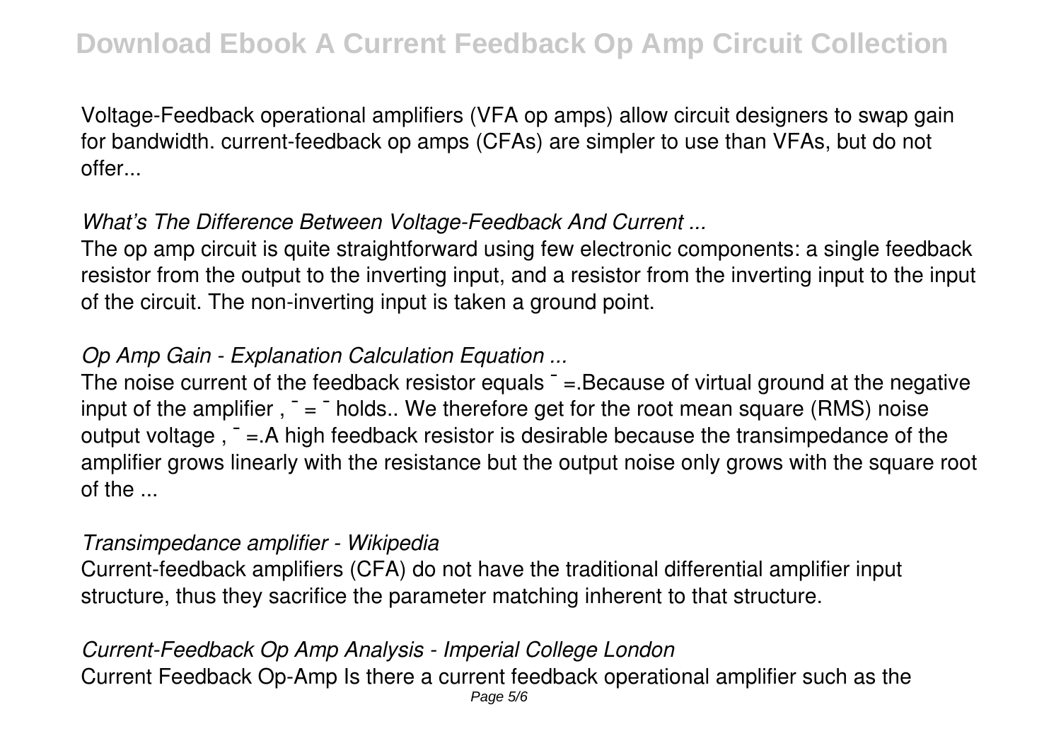Voltage-Feedback operational amplifiers (VFA op amps) allow circuit designers to swap gain for bandwidth. current-feedback op amps (CFAs) are simpler to use than VFAs, but do not offer...

*What's The Difference Between Voltage-Feedback And Current ...*

The op amp circuit is quite straightforward using few electronic components: a single feedback resistor from the output to the inverting input, and a resistor from the inverting input to the input of the circuit. The non-inverting input is taken a ground point.

*Op Amp Gain - Explanation Calculation Equation ...*

The noise current of the feedback resistor equals ¯ =.Because of virtual ground at the negative input of the amplifier , ¯ = ¯ holds.. We therefore get for the root mean square (RMS) noise output voltage , ¯ =.A high feedback resistor is desirable because the transimpedance of the amplifier grows linearly with the resistance but the output noise only grows with the square root of the ...

*Transimpedance amplifier - Wikipedia*

Current-feedback amplifiers (CFA) do not have the traditional differential amplifier input structure, thus they sacrifice the parameter matching inherent to that structure.

*Current-Feedback Op Amp Analysis - Imperial College London*

Current Feedback Op-Amp Is there a current feedback operational amplifier such as the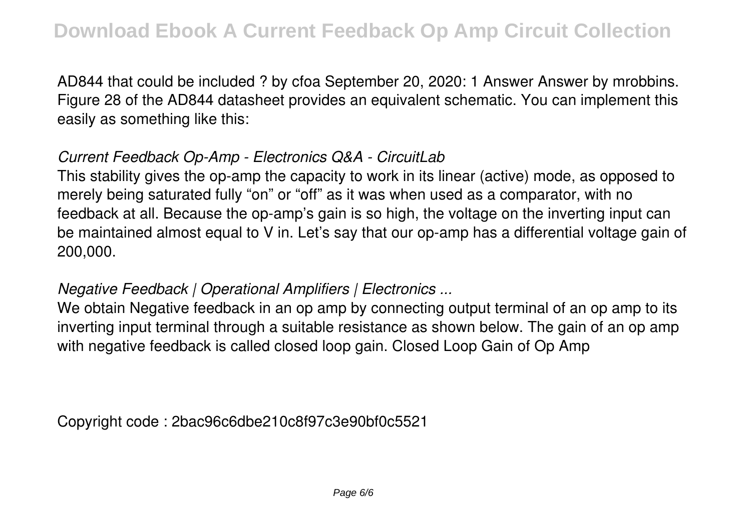AD844 that could be included ? by cfoa September 20, 2020: 1 Answer Answer by mrobbins. Figure 28 of the AD844 datasheet provides an equivalent schematic. You can implement this easily as something like this:

*Current Feedback Op-Amp - Electronics Q&A - CircuitLab*

This stability gives the op-amp the capacity to work in its linear (active) mode, as opposed to merely being saturated fully "on" or "off" as it was when used as a comparator, with no feedback at all. Because the op-amp's gain is so high, the voltage on the inverting input can be maintained almost equal to V in. Let's say that our op-amp has a differential voltage gain of 200,000.

*Negative Feedback | Operational Amplifiers | Electronics ...*

We obtain Negative feedback in an op amp by connecting output terminal of an op amp to its inverting input terminal through a suitable resistance as shown below. The gain of an op amp with negative feedback is called closed loop gain. Closed Loop Gain of Op Amp

Copyright code : 2bac96c6dbe210c8f97c3e90bf0c5521